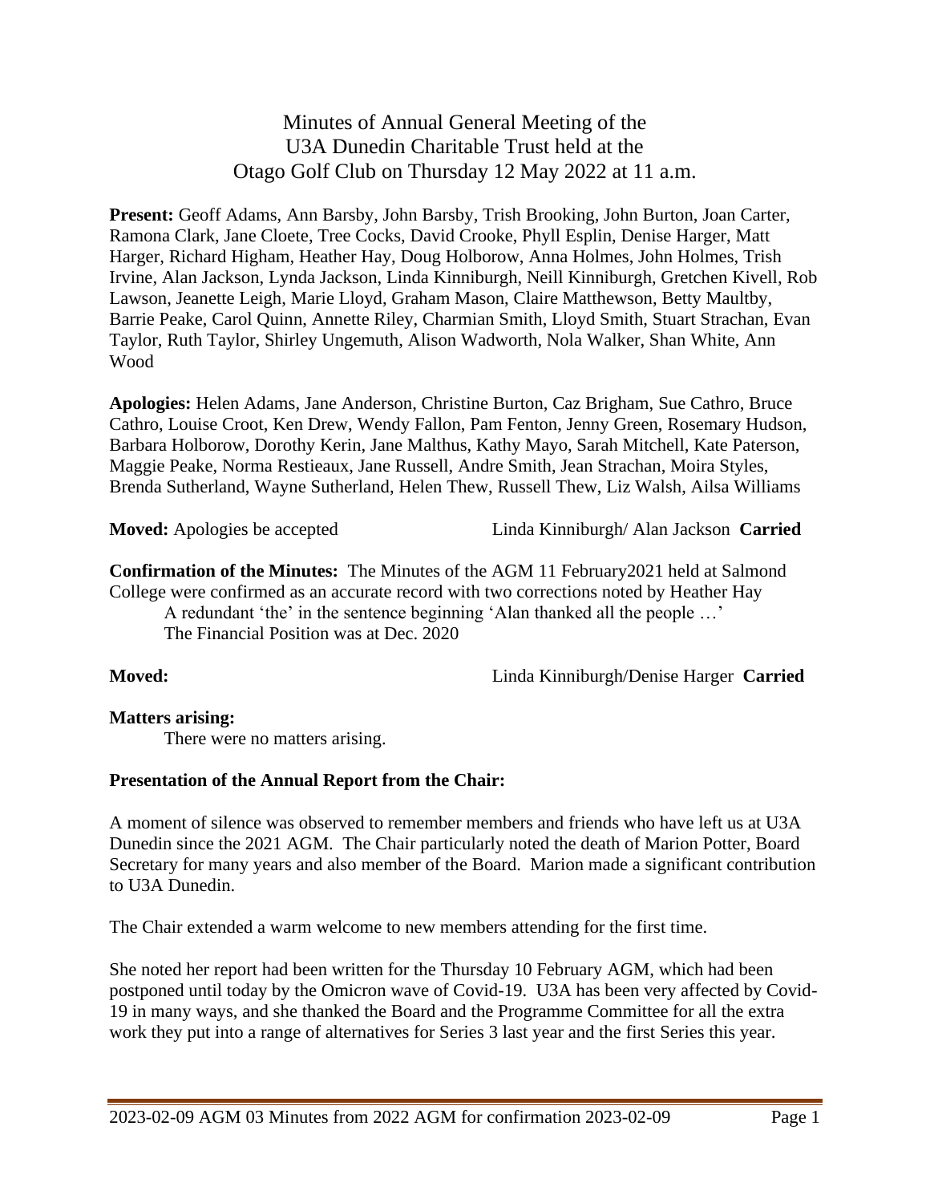# Minutes of Annual General Meeting of the U3A Dunedin Charitable Trust held at the Otago Golf Club on Thursday 12 May 2022 at 11 a.m.

**Present:** Geoff Adams, Ann Barsby, John Barsby, Trish Brooking, John Burton, Joan Carter, Ramona Clark, Jane Cloete, Tree Cocks, David Crooke, Phyll Esplin, Denise Harger, Matt Harger, Richard Higham, Heather Hay, Doug Holborow, Anna Holmes, John Holmes, Trish Irvine, Alan Jackson, Lynda Jackson, Linda Kinniburgh, Neill Kinniburgh, Gretchen Kivell, Rob Lawson, Jeanette Leigh, Marie Lloyd, Graham Mason, Claire Matthewson, Betty Maultby, Barrie Peake, Carol Quinn, Annette Riley, Charmian Smith, Lloyd Smith, Stuart Strachan, Evan Taylor, Ruth Taylor, Shirley Ungemuth, Alison Wadworth, Nola Walker, Shan White, Ann Wood

**Apologies:** Helen Adams, Jane Anderson, Christine Burton, Caz Brigham, Sue Cathro, Bruce Cathro, Louise Croot, Ken Drew, Wendy Fallon, Pam Fenton, Jenny Green, Rosemary Hudson, Barbara Holborow, Dorothy Kerin, Jane Malthus, Kathy Mayo, Sarah Mitchell, Kate Paterson, Maggie Peake, Norma Restieaux, Jane Russell, Andre Smith, Jean Strachan, Moira Styles, Brenda Sutherland, Wayne Sutherland, Helen Thew, Russell Thew, Liz Walsh, Ailsa Williams

**Moved:** Apologies be accepted — Linda Kinniburgh/ Alan Jackson **Carried**

**Confirmation of the Minutes:** The Minutes of the AGM 11 February2021 held at Salmond College were confirmed as an accurate record with two corrections noted by Heather Hay

A redundant 'the' in the sentence beginning 'Alan thanked all the people …'
The Financial Position was at Dec. 2020

**Moved:** — Linda Kinniburgh/Denise Harger **Carried**

**Matters arising:**

There were no matters arising.

**Presentation of the Annual Report from the Chair:**

A moment of silence was observed to remember members and friends who have left us at U3A Dunedin since the 2021 AGM. The Chair particularly noted the death of Marion Potter, Board Secretary for many years and also member of the Board. Marion made a significant contribution to U3A Dunedin.

The Chair extended a warm welcome to new members attending for the first time.

She noted her report had been written for the Thursday 10 February AGM, which had been postponed until today by the Omicron wave of Covid-19. U3A has been very affected by Covid-19 in many ways, and she thanked the Board and the Programme Committee for all the extra work they put into a range of alternatives for Series 3 last year and the first Series this year.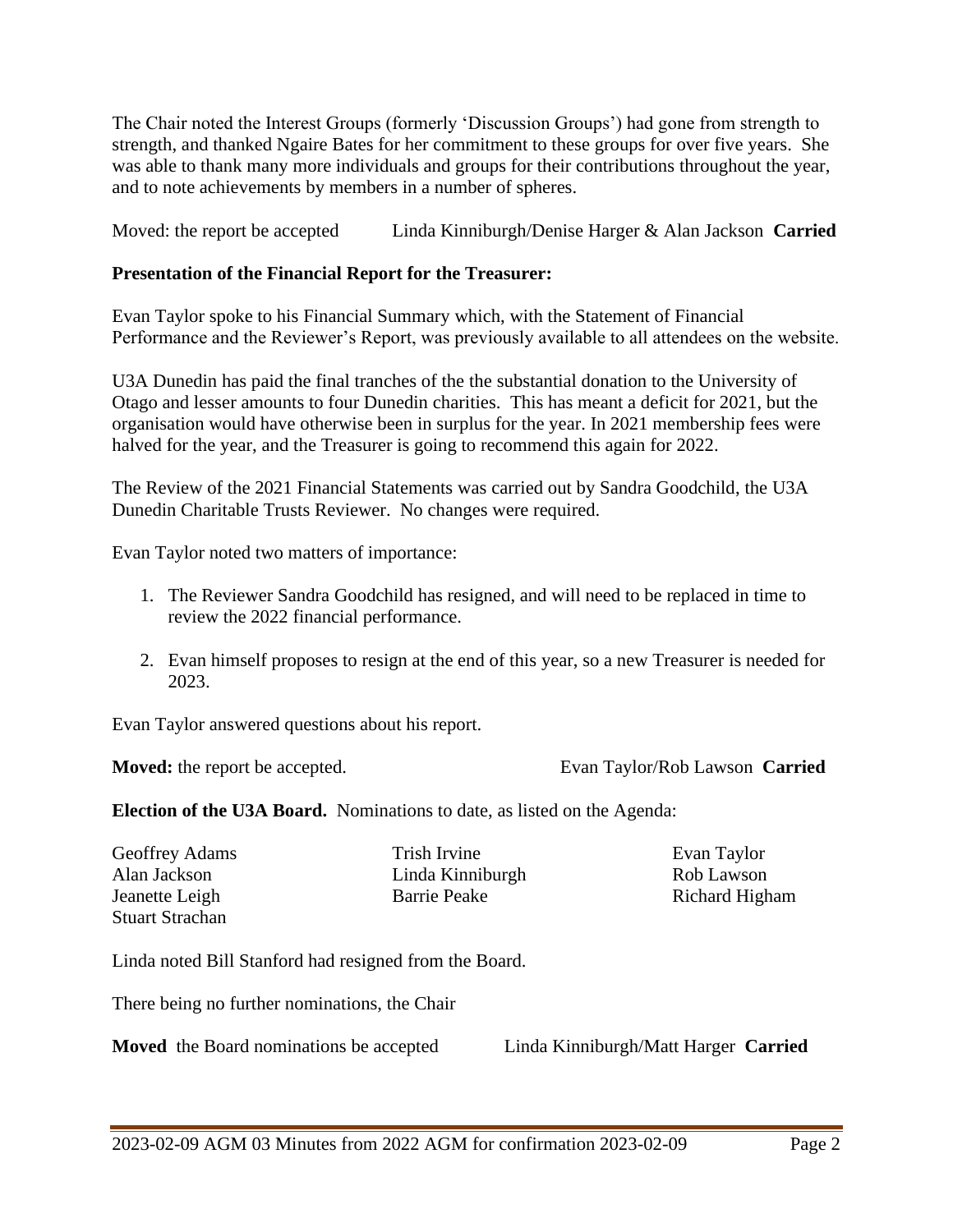The Chair noted the Interest Groups (formerly 'Discussion Groups') had gone from strength to strength, and thanked Ngaire Bates for her commitment to these groups for over five years. She was able to thank many more individuals and groups for their contributions throughout the year, and to note achievements by members in a number of spheres.

Moved: the report be accepted Linda Kinniburgh/Denise Harger & Alan Jackson **Carried**

**Presentation of the Financial Report for the Treasurer:**

Evan Taylor spoke to his Financial Summary which, with the Statement of Financial Performance and the Reviewer's Report, was previously available to all attendees on the website.

U3A Dunedin has paid the final tranches of the the substantial donation to the University of Otago and lesser amounts to four Dunedin charities. This has meant a deficit for 2021, but the organisation would have otherwise been in surplus for the year. In 2021 membership fees were halved for the year, and the Treasurer is going to recommend this again for 2022.

The Review of the 2021 Financial Statements was carried out by Sandra Goodchild, the U3A Dunedin Charitable Trusts Reviewer. No changes were required.

Evan Taylor noted two matters of importance:

1. The Reviewer Sandra Goodchild has resigned, and will need to be replaced in time to review the 2022 financial performance.
2. Evan himself proposes to resign at the end of this year, so a new Treasurer is needed for 2023.

Evan Taylor answered questions about his report.

**Moved:** the report be accepted. Evan Taylor/Rob Lawson **Carried**

**Election of the U3A Board.** Nominations to date, as listed on the Agenda:

| | | |
|---|---|---|
| Geoffrey Adams | Trish Irvine | Evan Taylor |
| Alan Jackson | Linda Kinniburgh | Rob Lawson |
| Jeanette Leigh | Barrie Peake | Richard Higham |
| Stuart Strachan | | |

Linda noted Bill Stanford had resigned from the Board.

There being no further nominations, the Chair

**Moved** the Board nominations be accepted Linda Kinniburgh/Matt Harger **Carried**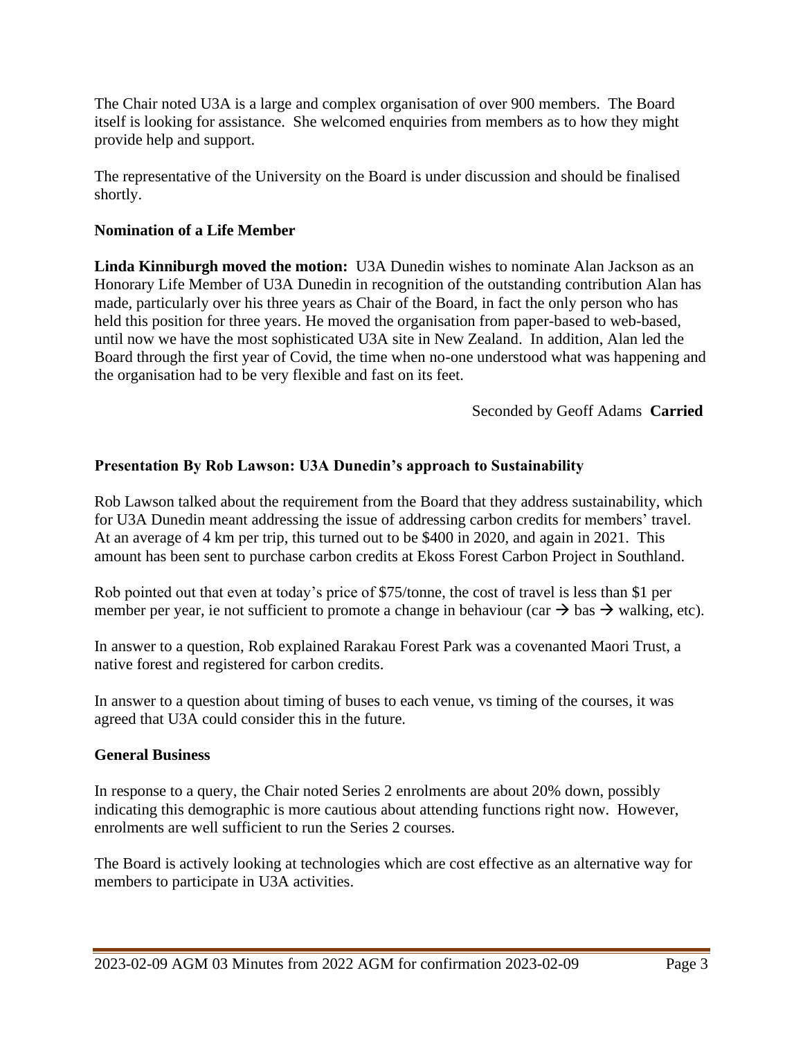The Chair noted U3A is a large and complex organisation of over 900 members. The Board itself is looking for assistance. She welcomed enquiries from members as to how they might provide help and support.

The representative of the University on the Board is under discussion and should be finalised shortly.

**Nomination of a Life Member**

**Linda Kinniburgh moved the motion:** U3A Dunedin wishes to nominate Alan Jackson as an Honorary Life Member of U3A Dunedin in recognition of the outstanding contribution Alan has made, particularly over his three years as Chair of the Board, in fact the only person who has held this position for three years. He moved the organisation from paper-based to web-based, until now we have the most sophisticated U3A site in New Zealand. In addition, Alan led the Board through the first year of Covid, the time when no-one understood what was happening and the organisation had to be very flexible and fast on its feet.

Seconded by Geoff Adams **Carried**

**Presentation By Rob Lawson: U3A Dunedin's approach to Sustainability**

Rob Lawson talked about the requirement from the Board that they address sustainability, which for U3A Dunedin meant addressing the issue of addressing carbon credits for members' travel. At an average of 4 km per trip, this turned out to be $400 in 2020, and again in 2021. This amount has been sent to purchase carbon credits at Ekoss Forest Carbon Project in Southland.

Rob pointed out that even at today's price of $75/tonne, the cost of travel is less than $1 per member per year, ie not sufficient to promote a change in behaviour (car → bas → walking, etc).

In answer to a question, Rob explained Rarakau Forest Park was a covenanted Maori Trust, a native forest and registered for carbon credits.

In answer to a question about timing of buses to each venue, vs timing of the courses, it was agreed that U3A could consider this in the future.

**General Business**

In response to a query, the Chair noted Series 2 enrolments are about 20% down, possibly indicating this demographic is more cautious about attending functions right now. However, enrolments are well sufficient to run the Series 2 courses.

The Board is actively looking at technologies which are cost effective as an alternative way for members to participate in U3A activities.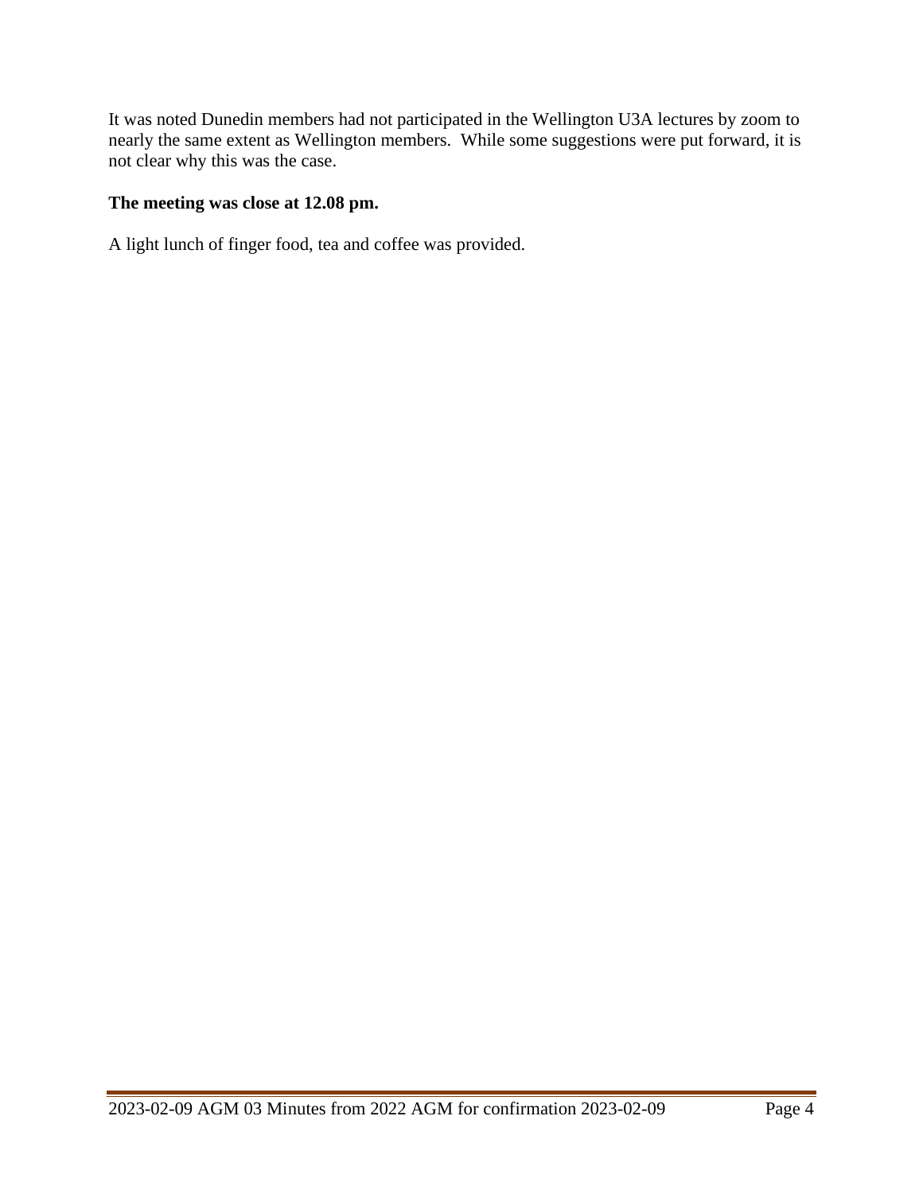It was noted Dunedin members had not participated in the Wellington U3A lectures by zoom to nearly the same extent as Wellington members. While some suggestions were put forward, it is not clear why this was the case.

**The meeting was close at 12.08 pm.**

A light lunch of finger food, tea and coffee was provided.